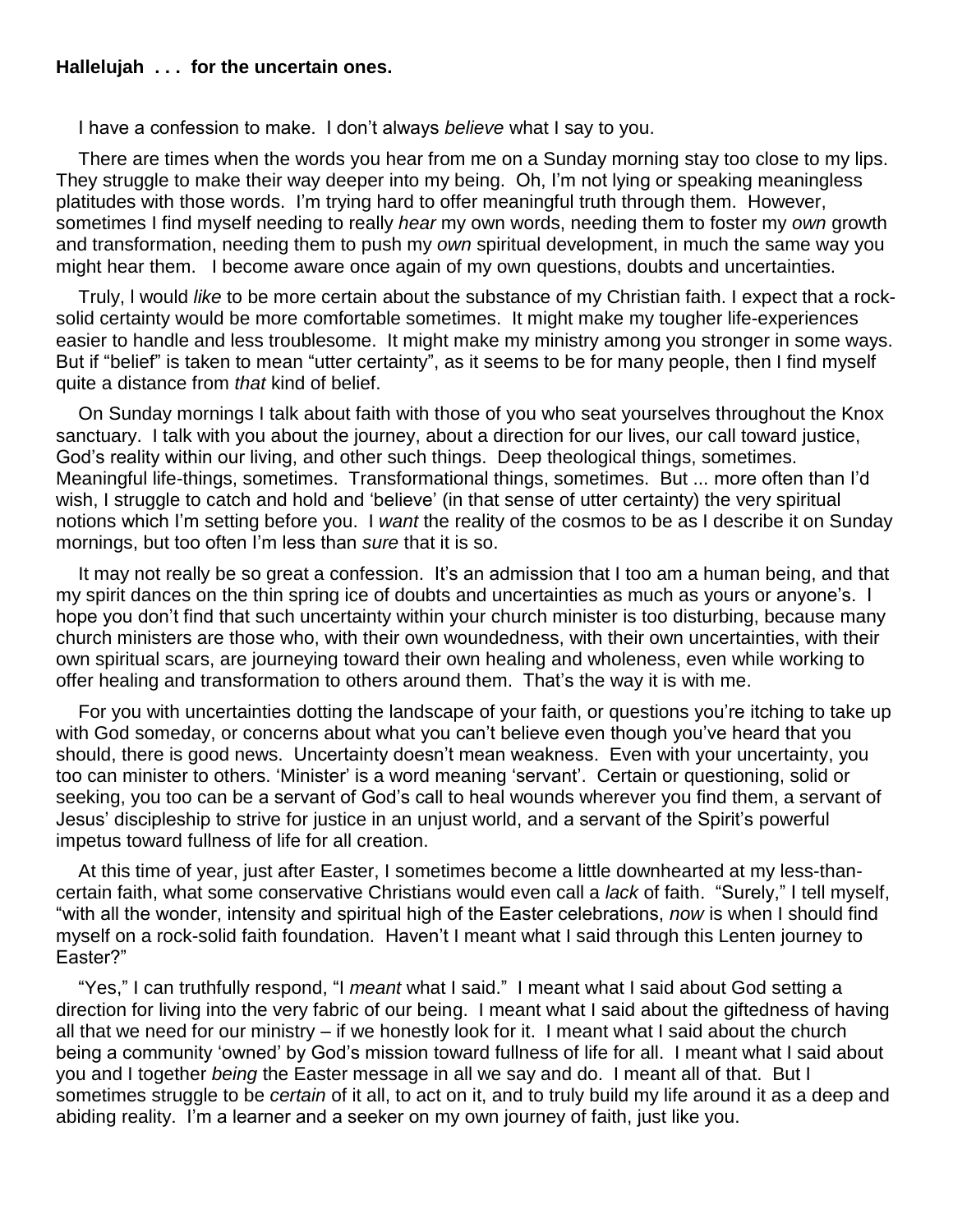**Hallelujah . . . for the uncertain ones.**

I have a confession to make. I don't always *believe* what I say to you.

There are times when the words you hear from me on a Sunday morning stay too close to my lips. They struggle to make their way deeper into my being. Oh, I'm not lying or speaking meaningless platitudes with those words. I'm trying hard to offer meaningful truth through them. However, sometimes I find myself needing to really *hear* my own words, needing them to foster my *own* growth and transformation, needing them to push my *own* spiritual development, in much the same way you might hear them. I become aware once again of my own questions, doubts and uncertainties.

Truly, I would *like* to be more certain about the substance of my Christian faith. I expect that a rock-solid certainty would be more comfortable sometimes. It might make my tougher life-experiences easier to handle and less troublesome. It might make my ministry among you stronger in some ways. But if "belief" is taken to mean "utter certainty", as it seems to be for many people, then I find myself quite a distance from *that* kind of belief.

On Sunday mornings I talk about faith with those of you who seat yourselves throughout the Knox sanctuary. I talk with you about the journey, about a direction for our lives, our call toward justice, God's reality within our living, and other such things. Deep theological things, sometimes. Meaningful life-things, sometimes. Transformational things, sometimes. But ... more often than I'd wish, I struggle to catch and hold and 'believe' (in that sense of utter certainty) the very spiritual notions which I'm setting before you. I *want* the reality of the cosmos to be as I describe it on Sunday mornings, but too often I'm less than *sure* that it is so.

It may not really be so great a confession. It's an admission that I too am a human being, and that my spirit dances on the thin spring ice of doubts and uncertainties as much as yours or anyone's. I hope you don't find that such uncertainty within your church minister is too disturbing, because many church ministers are those who, with their own woundedness, with their own uncertainties, with their own spiritual scars, are journeying toward their own healing and wholeness, even while working to offer healing and transformation to others around them. That's the way it is with me.

For you with uncertainties dotting the landscape of your faith, or questions you're itching to take up with God someday, or concerns about what you can't believe even though you've heard that you should, there is good news. Uncertainty doesn't mean weakness. Even with your uncertainty, you too can minister to others. 'Minister' is a word meaning 'servant'. Certain or questioning, solid or seeking, you too can be a servant of God's call to heal wounds wherever you find them, a servant of Jesus' discipleship to strive for justice in an unjust world, and a servant of the Spirit's powerful impetus toward fullness of life for all creation.

At this time of year, just after Easter, I sometimes become a little downhearted at my less-than-certain faith, what some conservative Christians would even call a *lack* of faith. "Surely," I tell myself, "with all the wonder, intensity and spiritual high of the Easter celebrations, *now* is when I should find myself on a rock-solid faith foundation. Haven't I meant what I said through this Lenten journey to Easter?"

"Yes," I can truthfully respond, "I *meant* what I said." I meant what I said about God setting a direction for living into the very fabric of our being. I meant what I said about the giftedness of having all that we need for our ministry – if we honestly look for it. I meant what I said about the church being a community 'owned' by God's mission toward fullness of life for all. I meant what I said about you and I together *being* the Easter message in all we say and do. I meant all of that. But I sometimes struggle to be *certain* of it all, to act on it, and to truly build my life around it as a deep and abiding reality. I'm a learner and a seeker on my own journey of faith, just like you.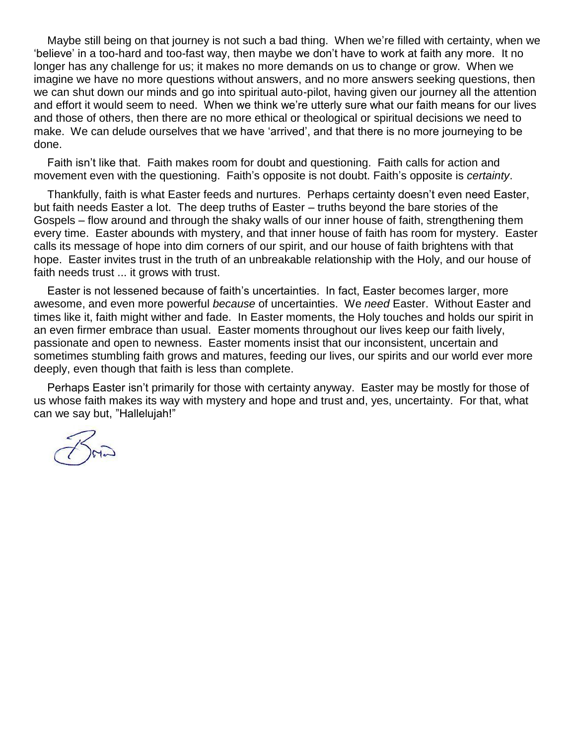Maybe still being on that journey is not such a bad thing. When we're filled with certainty, when we 'believe' in a too-hard and too-fast way, then maybe we don't have to work at faith any more. It no longer has any challenge for us; it makes no more demands on us to change or grow. When we imagine we have no more questions without answers, and no more answers seeking questions, then we can shut down our minds and go into spiritual auto-pilot, having given our journey all the attention and effort it would seem to need. When we think we're utterly sure what our faith means for our lives and those of others, then there are no more ethical or theological or spiritual decisions we need to make. We can delude ourselves that we have 'arrived', and that there is no more journeying to be done.

Faith isn't like that. Faith makes room for doubt and questioning. Faith calls for action and movement even with the questioning. Faith's opposite is not doubt. Faith's opposite is *certainty*.

Thankfully, faith is what Easter feeds and nurtures. Perhaps certainty doesn't even need Easter, but faith needs Easter a lot. The deep truths of Easter – truths beyond the bare stories of the Gospels – flow around and through the shaky walls of our inner house of faith, strengthening them every time. Easter abounds with mystery, and that inner house of faith has room for mystery. Easter calls its message of hope into dim corners of our spirit, and our house of faith brightens with that hope. Easter invites trust in the truth of an unbreakable relationship with the Holy, and our house of faith needs trust ... it grows with trust.

Easter is not lessened because of faith's uncertainties. In fact, Easter becomes larger, more awesome, and even more powerful *because* of uncertainties. We *need* Easter. Without Easter and times like it, faith might wither and fade. In Easter moments, the Holy touches and holds our spirit in an even firmer embrace than usual. Easter moments throughout our lives keep our faith lively, passionate and open to newness. Easter moments insist that our inconsistent, uncertain and sometimes stumbling faith grows and matures, feeding our lives, our spirits and our world ever more deeply, even though that faith is less than complete.

Perhaps Easter isn't primarily for those with certainty anyway. Easter may be mostly for those of us whose faith makes its way with mystery and hope and trust and, yes, uncertainty. For that, what can we say but, "Hallelujah!"

Brad